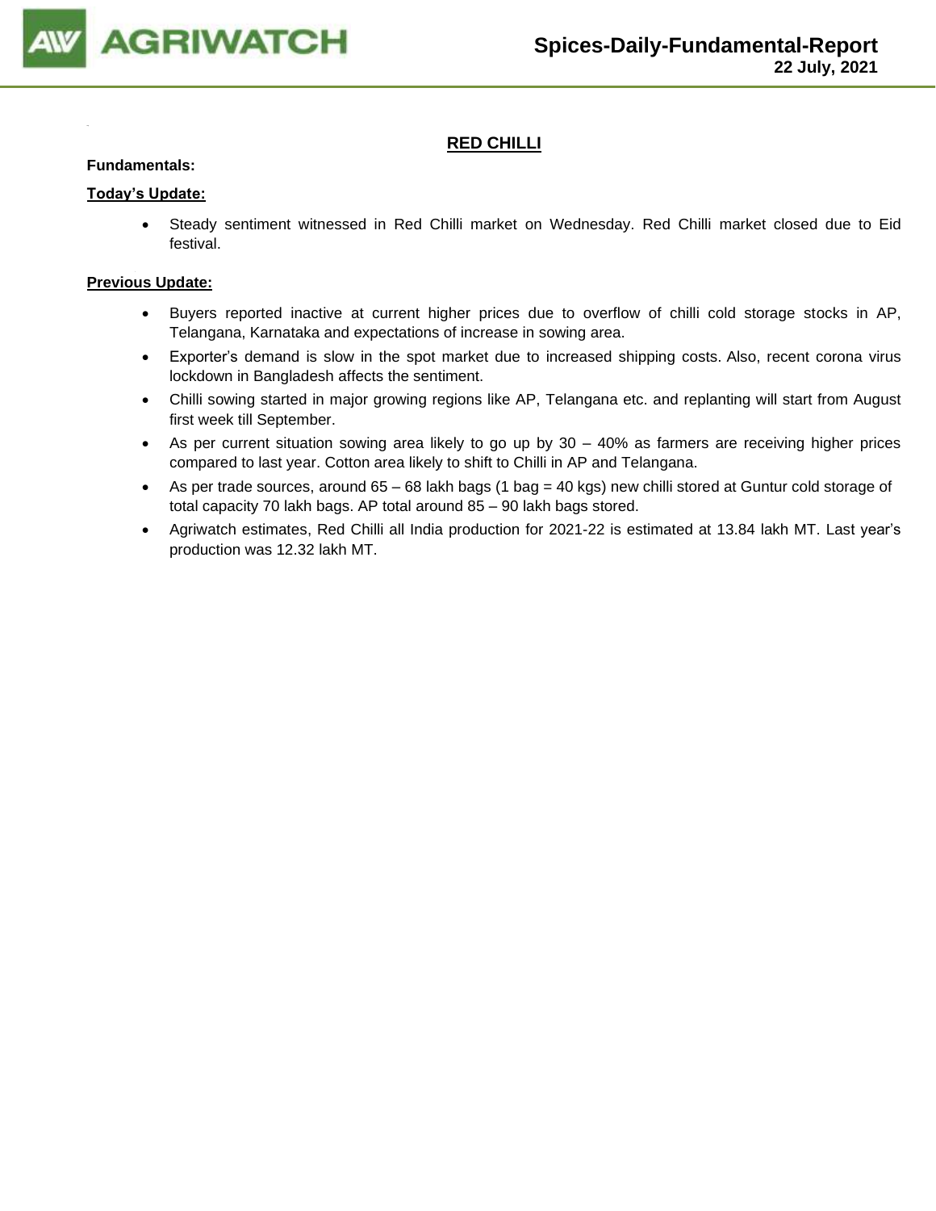# RED CHILLI

**Fundamentals:**

**Today's Update:**

- Steady sentiment witnessed in Red Chilli market on Wednesday. Red Chilli market closed due to Eid festival.

**Previous Update:**

- Buyers reported inactive at current higher prices due to overflow of chilli cold storage stocks in AP, Telangana, Karnataka and expectations of increase in sowing area.
- Exporter's demand is slow in the spot market due to increased shipping costs. Also, recent corona virus lockdown in Bangladesh affects the sentiment.
- Chilli sowing started in major growing regions like AP, Telangana etc. and replanting will start from August first week till September.
- As per current situation sowing area likely to go up by 30 – 40% as farmers are receiving higher prices compared to last year. Cotton area likely to shift to Chilli in AP and Telangana.
- As per trade sources, around 65 – 68 lakh bags (1 bag = 40 kgs) new chilli stored at Guntur cold storage of total capacity 70 lakh bags. AP total around 85 – 90 lakh bags stored.
- Agriwatch estimates, Red Chilli all India production for 2021-22 is estimated at 13.84 lakh MT. Last year's production was 12.32 lakh MT.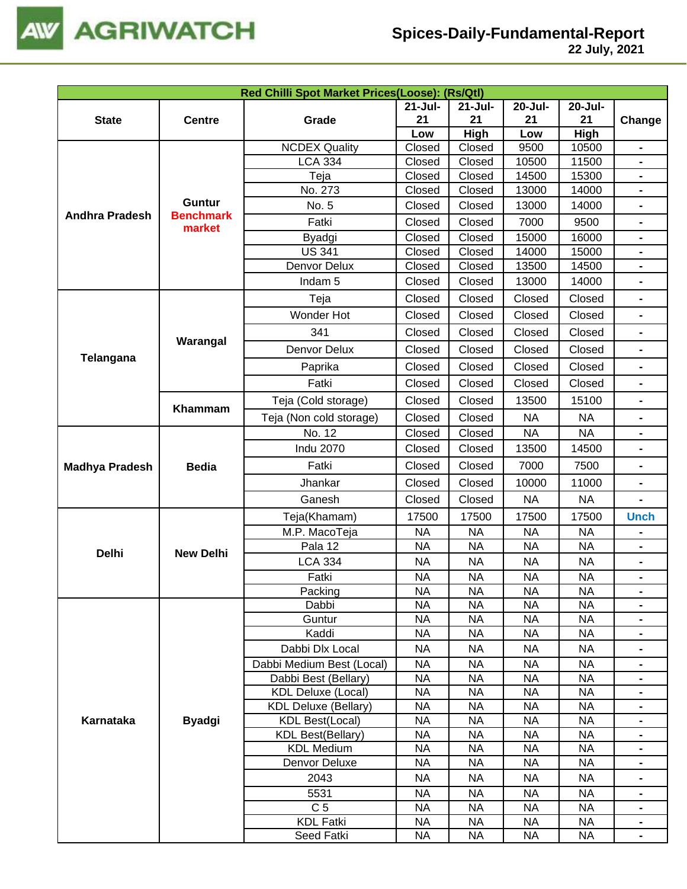| Red Chilli Spot Market Prices(Loose): (Rs/Qtl) | | | | | | | |
|---|---|---|---|---|---|---|---|
| State | Centre | Grade | 21-Jul-21 Low | 21-Jul-21 High | 20-Jul-21 Low | 20-Jul-21 High | Change |
| Andhra Pradesh | Guntur Benchmark market | NCDEX Quality | Closed | Closed | 9500 | 10500 | - |
| | | LCA 334 | Closed | Closed | 10500 | 11500 | - |
| | | Teja | Closed | Closed | 14500 | 15300 | - |
| | | No. 273 | Closed | Closed | 13000 | 14000 | - |
| | | No. 5 | Closed | Closed | 13000 | 14000 | - |
| | | Fatki | Closed | Closed | 7000 | 9500 | - |
| | | Byadgi | Closed | Closed | 15000 | 16000 | - |
| | | US 341 | Closed | Closed | 14000 | 15000 | - |
| | | Denvor Delux | Closed | Closed | 13500 | 14500 | - |
| | | Indam 5 | Closed | Closed | 13000 | 14000 | - |
| Telangana | Warangal | Teja | Closed | Closed | Closed | Closed | - |
| | | Wonder Hot | Closed | Closed | Closed | Closed | - |
| | | 341 | Closed | Closed | Closed | Closed | - |
| | | Denvor Delux | Closed | Closed | Closed | Closed | - |
| | | Paprika | Closed | Closed | Closed | Closed | - |
| | | Fatki | Closed | Closed | Closed | Closed | - |
| | Khammam | Teja (Cold storage) | Closed | Closed | 13500 | 15100 | - |
| | | Teja (Non cold storage) | Closed | Closed | NA | NA | - |
| Madhya Pradesh | Bedia | No. 12 | Closed | Closed | NA | NA | - |
| | | Indu 2070 | Closed | Closed | 13500 | 14500 | - |
| | | Fatki | Closed | Closed | 7000 | 7500 | - |
| | | Jhankar | Closed | Closed | 10000 | 11000 | - |
| | | Ganesh | Closed | Closed | NA | NA | - |
| Delhi | New Delhi | Teja(Khamam) | 17500 | 17500 | 17500 | 17500 | Unch |
| | | M.P. MacoTeja | NA | NA | NA | NA | - |
| | | Pala 12 | NA | NA | NA | NA | - |
| | | LCA 334 | NA | NA | NA | NA | - |
| | | Fatki | NA | NA | NA | NA | - |
| | | Packing | NA | NA | NA | NA | - |
| Karnataka | Byadgi | Dabbi | NA | NA | NA | NA | - |
| | | Guntur | NA | NA | NA | NA | - |
| | | Kaddi | NA | NA | NA | NA | - |
| | | Dabbi Dlx Local | NA | NA | NA | NA | - |
| | | Dabbi Medium Best (Local) | NA | NA | NA | NA | - |
| | | Dabbi Best (Bellary) | NA | NA | NA | NA | - |
| | | KDL Deluxe (Local) | NA | NA | NA | NA | - |
| | | KDL Deluxe (Bellary) | NA | NA | NA | NA | - |
| | | KDL Best(Local) | NA | NA | NA | NA | - |
| | | KDL Best(Bellary) | NA | NA | NA | NA | - |
| | | KDL Medium | NA | NA | NA | NA | - |
| | | Denvor Deluxe | NA | NA | NA | NA | - |
| | | 2043 | NA | NA | NA | NA | - |
| | | 5531 | NA | NA | NA | NA | - |
| | | C 5 | NA | NA | NA | NA | - |
| | | KDL Fatki | NA | NA | NA | NA | - |
| | | Seed Fatki | NA | NA | NA | NA | - |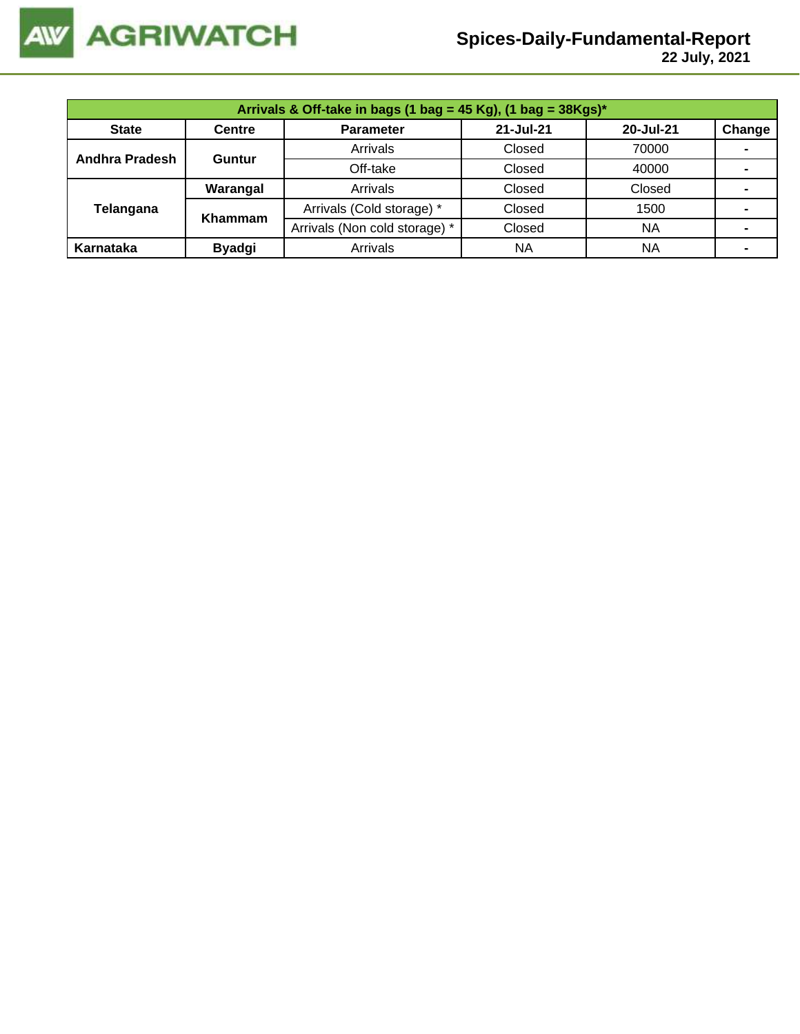| Arrivals & Off-take in bags (1 bag = 45 Kg), (1 bag = 38Kgs)* | | | | | |
|---|---|---|---|---|---|
| **State** | **Centre** | **Parameter** | **21-Jul-21** | **20-Jul-21** | **Change** |
| **Andhra Pradesh** | **Guntur** | Arrivals | Closed | 70000 | - |
| | | Off-take | Closed | 40000 | - |
| **Telangana** | **Warangal** | Arrivals | Closed | Closed | - |
| | **Khammam** | Arrivals (Cold storage) * | Closed | 1500 | - |
| | | Arrivals (Non cold storage) * | Closed | NA | - |
| **Karnataka** | **Byadgi** | Arrivals | NA | NA | - |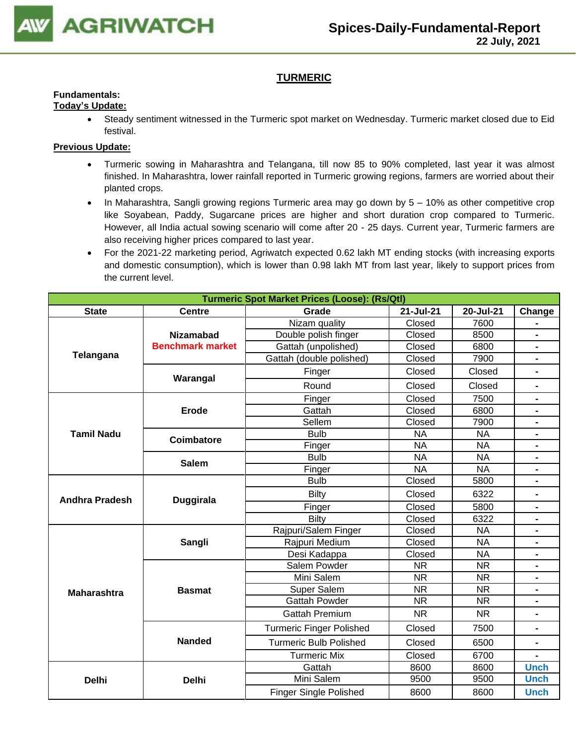## TURMERIC

**Fundamentals:**

**Today's Update:**

- Steady sentiment witnessed in the Turmeric spot market on Wednesday. Turmeric market closed due to Eid festival.

**Previous Update:**

- Turmeric sowing in Maharashtra and Telangana, till now 85 to 90% completed, last year it was almost finished. In Maharashtra, lower rainfall reported in Turmeric growing regions, farmers are worried about their planted crops.
- In Maharashtra, Sangli growing regions Turmeric area may go down by 5 – 10% as other competitive crop like Soyabean, Paddy, Sugarcane prices are higher and short duration crop compared to Turmeric. However, all India actual sowing scenario will come after 20 - 25 days. Current year, Turmeric farmers are also receiving higher prices compared to last year.
- For the 2021-22 marketing period, Agriwatch expected 0.62 lakh MT ending stocks (with increasing exports and domestic consumption), which is lower than 0.98 lakh MT from last year, likely to support prices from the current level.

| Turmeric Spot Market Prices (Loose): (Rs/Qtl) | | | | | |
|---|---|---|---|---|---|
| **State** | **Centre** | **Grade** | **21-Jul-21** | **20-Jul-21** | **Change** |
| **Telangana** | **Nizamabad Benchmark market** | Nizam quality | Closed | 7600 | - |
| | | Double polish finger | Closed | 8500 | - |
| | | Gattah (unpolished) | Closed | 6800 | - |
| | | Gattah (double polished) | Closed | 7900 | - |
| | **Warangal** | Finger | Closed | Closed | - |
| | | Round | Closed | Closed | - |
| **Tamil Nadu** | **Erode** | Finger | Closed | 7500 | - |
| | | Gattah | Closed | 6800 | - |
| | | Sellem | Closed | 7900 | - |
| | **Coimbatore** | Bulb | NA | NA | - |
| | | Finger | NA | NA | - |
| | **Salem** | Bulb | NA | NA | - |
| | | Finger | NA | NA | - |
| **Andhra Pradesh** | **Duggirala** | Bulb | Closed | 5800 | - |
| | | Bilty | Closed | 6322 | - |
| | | Finger | Closed | 5800 | - |
| | | Bilty | Closed | 6322 | - |
| **Maharashtra** | **Sangli** | Rajpuri/Salem Finger | Closed | NA | - |
| | | Rajpuri Medium | Closed | NA | - |
| | | Desi Kadappa | Closed | NA | - |
| | **Basmat** | Salem Powder | NR | NR | - |
| | | Mini Salem | NR | NR | - |
| | | Super Salem | NR | NR | - |
| | | Gattah Powder | NR | NR | - |
| | | Gattah Premium | NR | NR | - |
| | **Nanded** | Turmeric Finger Polished | Closed | 7500 | - |
| | | Turmeric Bulb Polished | Closed | 6500 | - |
| | | Turmeric Mix | Closed | 6700 | - |
| **Delhi** | **Delhi** | Gattah | 8600 | 8600 | Unch |
| | | Mini Salem | 9500 | 9500 | Unch |
| | | Finger Single Polished | 8600 | 8600 | Unch |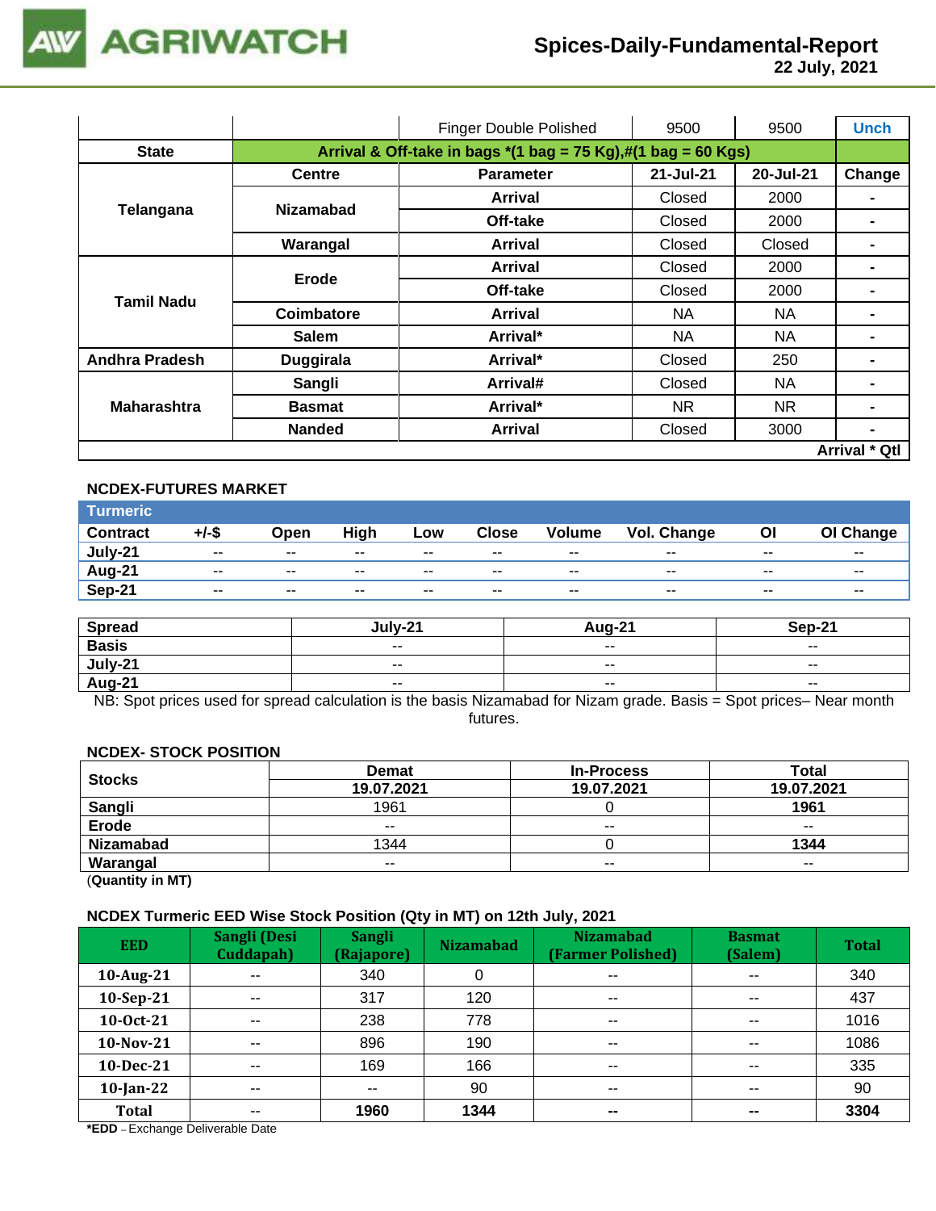| | | Finger Double Polished | 9500 | 9500 | Unch |
|---|---|---|---|---|---|
| **State** | **Arrival & Off-take in bags *(1 bag = 75 Kg),#(1 bag = 60 Kgs)** | | | | |
| **Telangana** | **Centre** | **Parameter** | **21-Jul-21** | **20-Jul-21** | **Change** |
| | **Nizamabad** | **Arrival** | Closed | 2000 | - |
| | | **Off-take** | Closed | 2000 | - |
| | **Warangal** | **Arrival** | Closed | Closed | - |
| **Tamil Nadu** | **Erode** | **Arrival** | Closed | 2000 | - |
| | | **Off-take** | Closed | 2000 | - |
| | **Coimbatore** | **Arrival** | NA | NA | - |
| | **Salem** | **Arrival*** | NA | NA | - |
| **Andhra Pradesh** | **Duggirala** | **Arrival*** | Closed | 250 | - |
| **Maharashtra** | **Sangli** | **Arrival#** | Closed | NA | - |
| | **Basmat** | **Arrival*** | NR | NR | - |
| | **Nanded** | **Arrival** | Closed | 3000 | - |
| | | | | | **Arrival * Qtl** |

**NCDEX-FUTURES MARKET**

| Turmeric | | | | | | | | | |
|---|---|---|---|---|---|---|---|---|---|
| **Contract** | **+/-$** | **Open** | **High** | **Low** | **Close** | **Volume** | **Vol. Change** | **OI** | **OI Change** |
| **July-21** | -- | -- | -- | -- | -- | -- | -- | -- | -- |
| **Aug-21** | -- | -- | -- | -- | -- | -- | -- | -- | -- |
| **Sep-21** | -- | -- | -- | -- | -- | -- | -- | -- | -- |

| **Spread** | **July-21** | **Aug-21** | **Sep-21** |
|---|---|---|---|
| **Basis** | -- | -- | -- |
| **July-21** | -- | -- | -- |
| **Aug-21** | -- | -- | -- |

NB: Spot prices used for spread calculation is the basis Nizamabad for Nizam grade. Basis = Spot prices– Near month futures.

**NCDEX- STOCK POSITION**

| **Stocks** | **Demat** | **In-Process** | **Total** |
|---|---|---|---|
| | **19.07.2021** | **19.07.2021** | **19.07.2021** |
| **Sangli** | 1961 | 0 | **1961** |
| **Erode** | -- | -- | -- |
| **Nizamabad** | 1344 | 0 | **1344** |
| **Warangal** | -- | -- | -- |

(**Quantity in MT)**

**NCDEX Turmeric EED Wise Stock Position (Qty in MT) on 12th July, 2021**

| **EED** | **Sangli (Desi Cuddapah)** | **Sangli (Rajapore)** | **Nizamabad** | **Nizamabad (Farmer Polished)** | **Basmat (Salem)** | **Total** |
|---|---|---|---|---|---|---|
| **10-Aug-21** | -- | 340 | 0 | -- | -- | 340 |
| **10-Sep-21** | -- | 317 | 120 | -- | -- | 437 |
| **10-Oct-21** | -- | 238 | 778 | -- | -- | 1016 |
| **10-Nov-21** | -- | 896 | 190 | -- | -- | 1086 |
| **10-Dec-21** | -- | 169 | 166 | -- | -- | 335 |
| **10-Jan-22** | -- | -- | 90 | -- | -- | 90 |
| **Total** | -- | **1960** | **1344** | **--** | **--** | **3304** |

***EDD** – Exchange Deliverable Date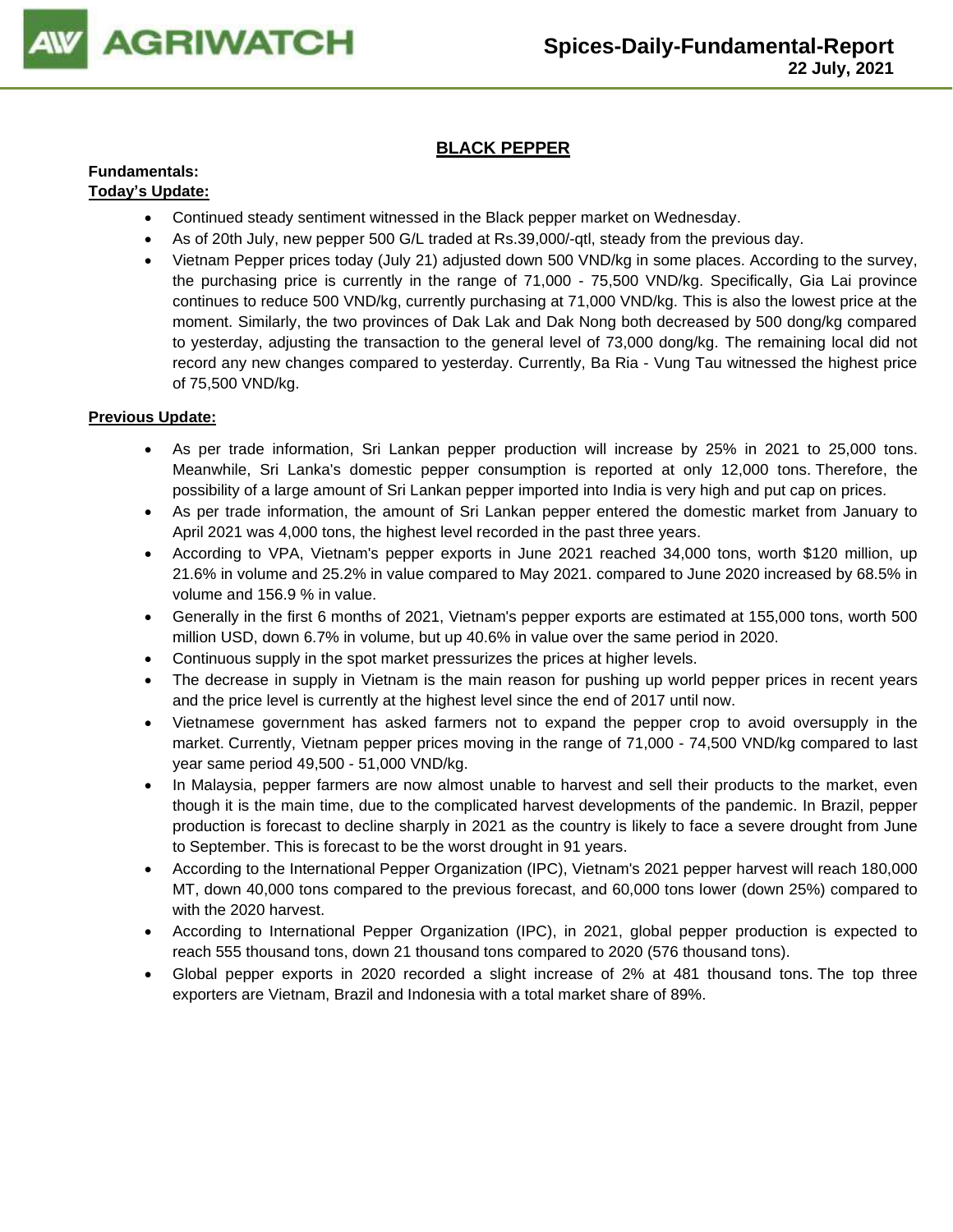## BLACK PEPPER

**Fundamentals:**

**Today's Update:**

- Continued steady sentiment witnessed in the Black pepper market on Wednesday.
- As of 20th July, new pepper 500 G/L traded at Rs.39,000/-qtl, steady from the previous day.
- Vietnam Pepper prices today (July 21) adjusted down 500 VND/kg in some places. According to the survey, the purchasing price is currently in the range of 71,000 - 75,500 VND/kg. Specifically, Gia Lai province continues to reduce 500 VND/kg, currently purchasing at 71,000 VND/kg. This is also the lowest price at the moment. Similarly, the two provinces of Dak Lak and Dak Nong both decreased by 500 dong/kg compared to yesterday, adjusting the transaction to the general level of 73,000 dong/kg. The remaining local did not record any new changes compared to yesterday. Currently, Ba Ria - Vung Tau witnessed the highest price of 75,500 VND/kg.

**Previous Update:**

- As per trade information, Sri Lankan pepper production will increase by 25% in 2021 to 25,000 tons. Meanwhile, Sri Lanka's domestic pepper consumption is reported at only 12,000 tons. Therefore, the possibility of a large amount of Sri Lankan pepper imported into India is very high and put cap on prices.
- As per trade information, the amount of Sri Lankan pepper entered the domestic market from January to April 2021 was 4,000 tons, the highest level recorded in the past three years.
- According to VPA, Vietnam's pepper exports in June 2021 reached 34,000 tons, worth $120 million, up 21.6% in volume and 25.2% in value compared to May 2021. compared to June 2020 increased by 68.5% in volume and 156.9 % in value.
- Generally in the first 6 months of 2021, Vietnam's pepper exports are estimated at 155,000 tons, worth 500 million USD, down 6.7% in volume, but up 40.6% in value over the same period in 2020.
- Continuous supply in the spot market pressurizes the prices at higher levels.
- The decrease in supply in Vietnam is the main reason for pushing up world pepper prices in recent years and the price level is currently at the highest level since the end of 2017 until now.
- Vietnamese government has asked farmers not to expand the pepper crop to avoid oversupply in the market. Currently, Vietnam pepper prices moving in the range of 71,000 - 74,500 VND/kg compared to last year same period 49,500 - 51,000 VND/kg.
- In Malaysia, pepper farmers are now almost unable to harvest and sell their products to the market, even though it is the main time, due to the complicated harvest developments of the pandemic. In Brazil, pepper production is forecast to decline sharply in 2021 as the country is likely to face a severe drought from June to September. This is forecast to be the worst drought in 91 years.
- According to the International Pepper Organization (IPC), Vietnam's 2021 pepper harvest will reach 180,000 MT, down 40,000 tons compared to the previous forecast, and 60,000 tons lower (down 25%) compared to with the 2020 harvest.
- According to International Pepper Organization (IPC), in 2021, global pepper production is expected to reach 555 thousand tons, down 21 thousand tons compared to 2020 (576 thousand tons).
- Global pepper exports in 2020 recorded a slight increase of 2% at 481 thousand tons. The top three exporters are Vietnam, Brazil and Indonesia with a total market share of 89%.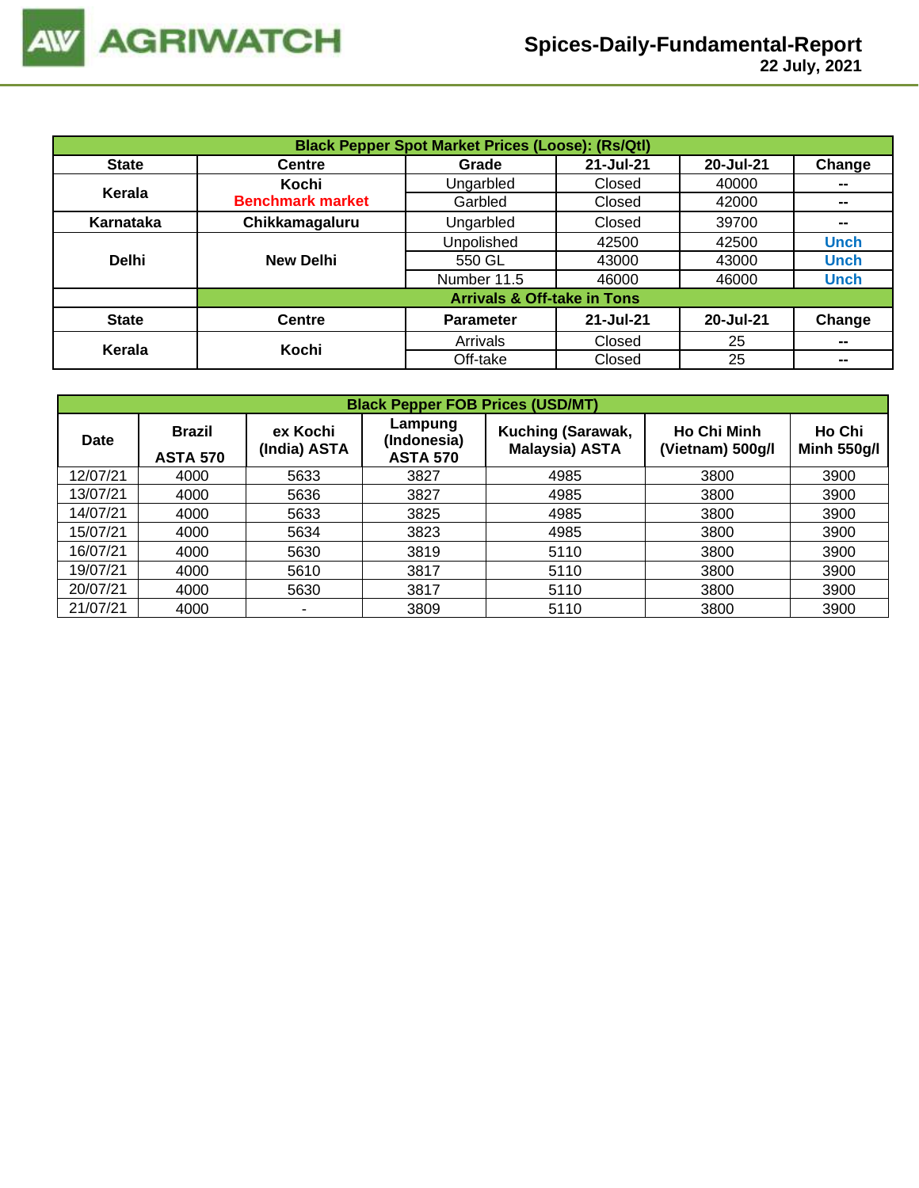# Spices-Daily-Fundamental-Report

22 July, 2021

| Black Pepper Spot Market Prices (Loose): (Rs/Qtl) | | | | | |
|---|---|---|---|---|---|
| **State** | **Centre** | **Grade** | **21-Jul-21** | **20-Jul-21** | **Change** |
| **Kerala** | **Kochi** **Benchmark market** | Ungarbled | Closed | 40000 | -- |
| | | Garbled | Closed | 42000 | -- |
| **Karnataka** | **Chikkamagaluru** | Ungarbled | Closed | 39700 | -- |
| **Delhi** | **New Delhi** | Unpolished | 42500 | 42500 | Unch |
| | | 550 GL | 43000 | 43000 | Unch |
| | | Number 11.5 | 46000 | 46000 | Unch |
| | **Arrivals & Off-take in Tons** | | | | |
| **State** | **Centre** | **Parameter** | **21-Jul-21** | **20-Jul-21** | **Change** |
| **Kerala** | **Kochi** | Arrivals | Closed | 25 | -- |
| | | Off-take | Closed | 25 | -- |

| Black Pepper FOB Prices (USD/MT) | | | | | | |
|---|---|---|---|---|---|---|
| **Date** | **Brazil ASTA 570** | **ex Kochi (India) ASTA** | **Lampung (Indonesia) ASTA 570** | **Kuching (Sarawak, Malaysia) ASTA** | **Ho Chi Minh (Vietnam) 500g/l** | **Ho Chi Minh 550g/l** |
| 12/07/21 | 4000 | 5633 | 3827 | 4985 | 3800 | 3900 |
| 13/07/21 | 4000 | 5636 | 3827 | 4985 | 3800 | 3900 |
| 14/07/21 | 4000 | 5633 | 3825 | 4985 | 3800 | 3900 |
| 15/07/21 | 4000 | 5634 | 3823 | 4985 | 3800 | 3900 |
| 16/07/21 | 4000 | 5630 | 3819 | 5110 | 3800 | 3900 |
| 19/07/21 | 4000 | 5610 | 3817 | 5110 | 3800 | 3900 |
| 20/07/21 | 4000 | 5630 | 3817 | 5110 | 3800 | 3900 |
| 21/07/21 | 4000 | - | 3809 | 5110 | 3800 | 3900 |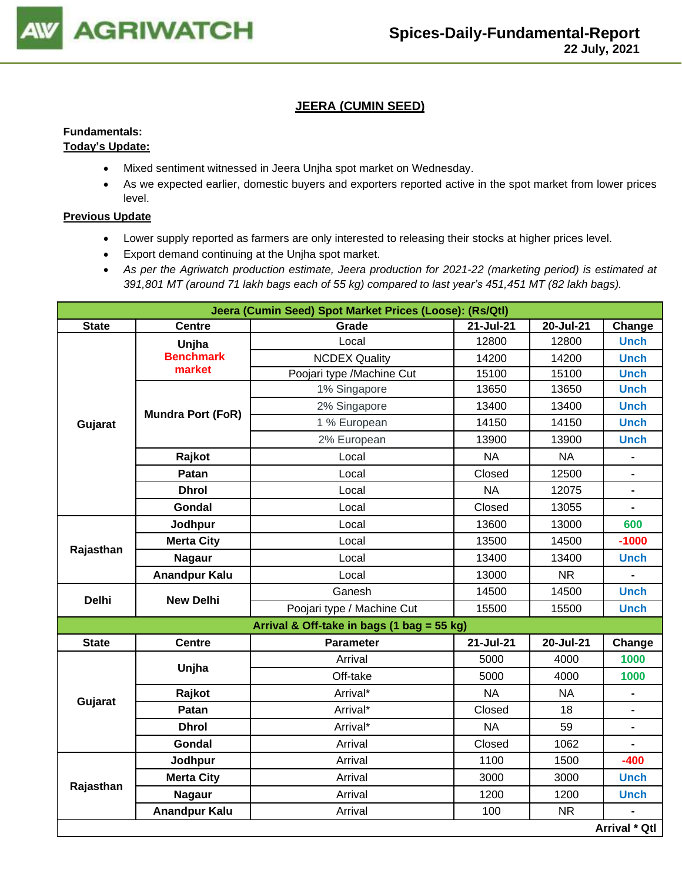## JEERA (CUMIN SEED)

**Fundamentals:**

**Today's Update:**

- Mixed sentiment witnessed in Jeera Unjha spot market on Wednesday.
- As we expected earlier, domestic buyers and exporters reported active in the spot market from lower prices level.

**Previous Update**

- Lower supply reported as farmers are only interested to releasing their stocks at higher prices level.
- Export demand continuing at the Unjha spot market.
- *As per the Agriwatch production estimate, Jeera production for 2021-22 (marketing period) is estimated at 391,801 MT (around 71 lakh bags each of 55 kg) compared to last year's 451,451 MT (82 lakh bags).*

| Jeera (Cumin Seed) Spot Market Prices (Loose): (Rs/Qtl) | | | | | |
|---|---|---|---|---|---|
| **State** | **Centre** | **Grade** | **21-Jul-21** | **20-Jul-21** | **Change** |
| Gujarat | Unjha Benchmark market | Local | 12800 | 12800 | Unch |
| | | NCDEX Quality | 14200 | 14200 | Unch |
| | | Poojari type /Machine Cut | 15100 | 15100 | Unch |
| | Mundra Port (FoR) | 1% Singapore | 13650 | 13650 | Unch |
| | | 2% Singapore | 13400 | 13400 | Unch |
| | | 1 % European | 14150 | 14150 | Unch |
| | | 2% European | 13900 | 13900 | Unch |
| | Rajkot | Local | NA | NA | - |
| | Patan | Local | Closed | 12500 | - |
| | Dhrol | Local | NA | 12075 | - |
| | Gondal | Local | Closed | 13055 | - |
| Rajasthan | Jodhpur | Local | 13600 | 13000 | 600 |
| | Merta City | Local | 13500 | 14500 | -1000 |
| | Nagaur | Local | 13400 | 13400 | Unch |
| | Anandpur Kalu | Local | 13000 | NR | - |
| Delhi | New Delhi | Ganesh | 14500 | 14500 | Unch |
| | | Poojari type / Machine Cut | 15500 | 15500 | Unch |
| **Arrival & Off-take in bags (1 bag = 55 kg)** | | | | | |
| **State** | **Centre** | **Parameter** | **21-Jul-21** | **20-Jul-21** | **Change** |
| Gujarat | Unjha | Arrival | 5000 | 4000 | 1000 |
| | | Off-take | 5000 | 4000 | 1000 |
| | Rajkot | Arrival* | NA | NA | - |
| | Patan | Arrival* | Closed | 18 | - |
| | Dhrol | Arrival* | NA | 59 | - |
| | Gondal | Arrival | Closed | 1062 | - |
| Rajasthan | Jodhpur | Arrival | 1100 | 1500 | -400 |
| | Merta City | Arrival | 3000 | 3000 | Unch |
| | Nagaur | Arrival | 1200 | 1200 | Unch |
| | Anandpur Kalu | Arrival | 100 | NR | - |
| | | | | | **Arrival * Qtl** |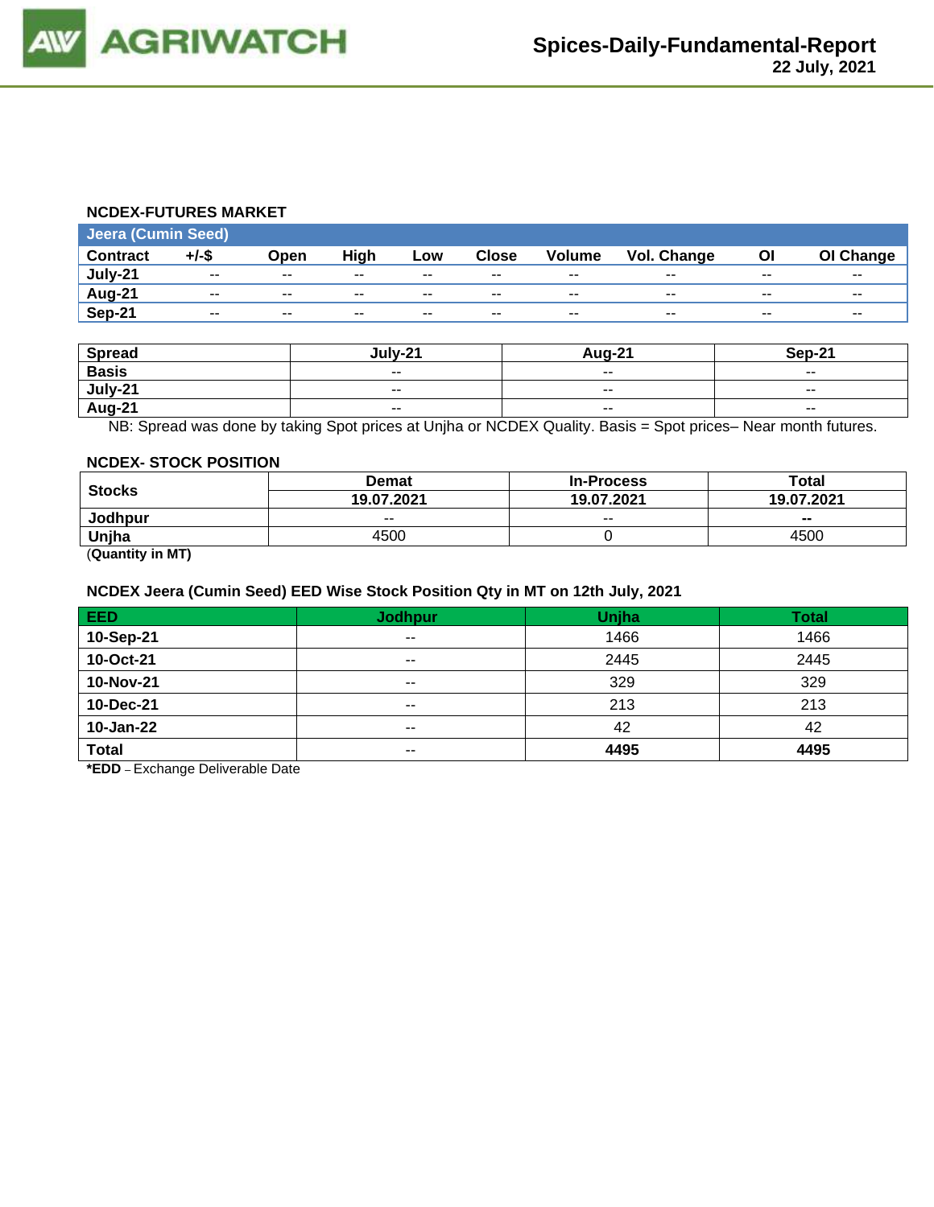### NCDEX-FUTURES MARKET

| Jeera (Cumin Seed) | | | | | | | | | |
|---|---|---|---|---|---|---|---|---|---|
| Contract | +/-$ | Open | High | Low | Close | Volume | Vol. Change | OI | OI Change |
| July-21 | -- | -- | -- | -- | -- | -- | -- | -- | -- |
| Aug-21 | -- | -- | -- | -- | -- | -- | -- | -- | -- |
| Sep-21 | -- | -- | -- | -- | -- | -- | -- | -- | -- |

| Spread | July-21 | Aug-21 | Sep-21 |
|---|---|---|---|
| Basis | -- | -- | -- |
| July-21 | -- | -- | -- |
| Aug-21 | -- | -- | -- |

NB: Spread was done by taking Spot prices at Unjha or NCDEX Quality. Basis = Spot prices– Near month futures.

### NCDEX- STOCK POSITION

| Stocks | Demat | In-Process | Total |
|---|---|---|---|
| | 19.07.2021 | 19.07.2021 | 19.07.2021 |
| Jodhpur | -- | -- | -- |
| Unjha | 4500 | 0 | 4500 |

(**Quantity in MT)**

### NCDEX Jeera (Cumin Seed) EED Wise Stock Position Qty in MT on 12th July, 2021

| EED | Jodhpur | Unjha | Total |
|---|---|---|---|
| 10-Sep-21 | -- | 1466 | 1466 |
| 10-Oct-21 | -- | 2445 | 2445 |
| 10-Nov-21 | -- | 329 | 329 |
| 10-Dec-21 | -- | 213 | 213 |
| 10-Jan-22 | -- | 42 | 42 |
| **Total** | -- | **4495** | **4495** |

***EDD** – Exchange Deliverable Date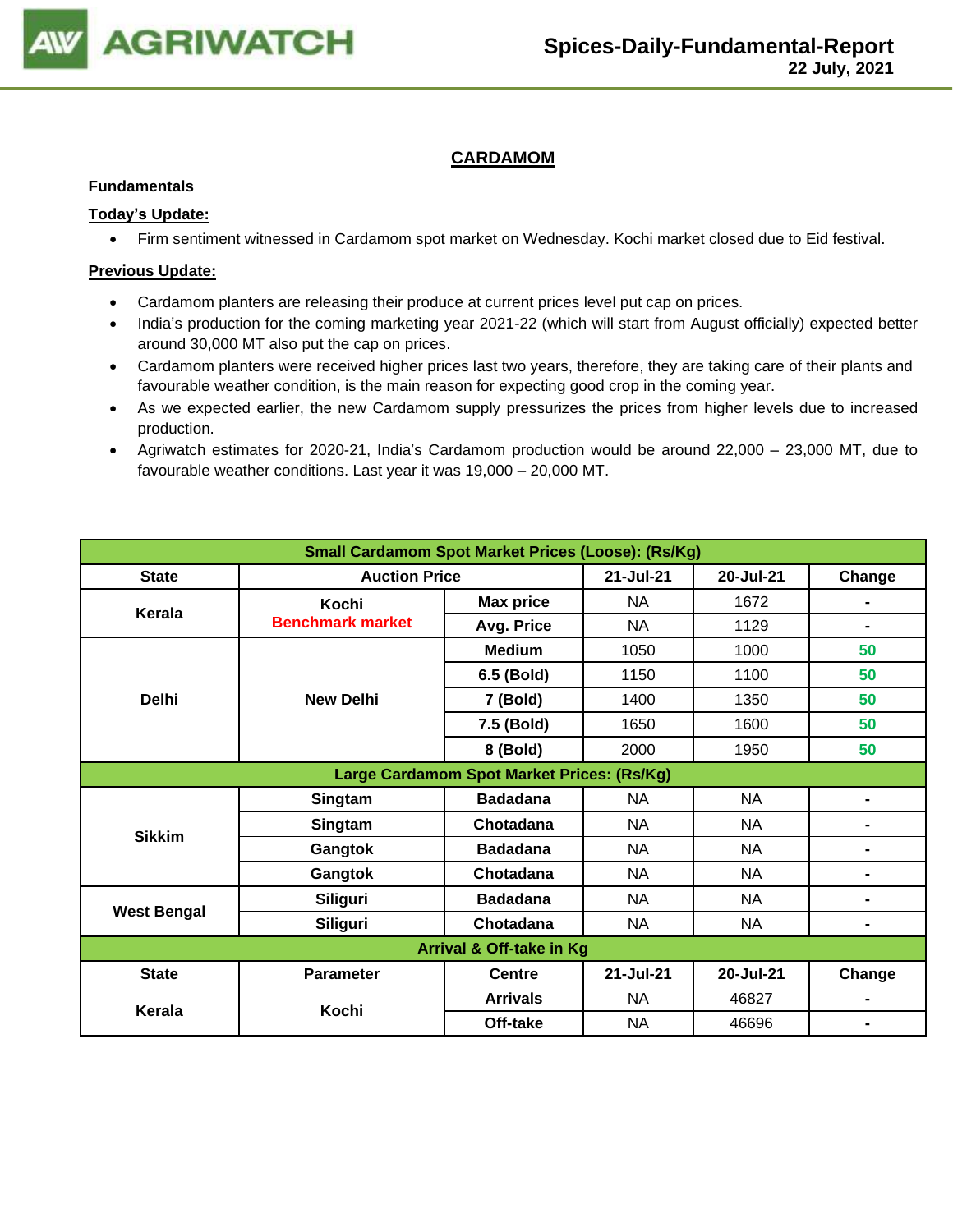# CARDAMOM

**Fundamentals**

**Today's Update:**

- Firm sentiment witnessed in Cardamom spot market on Wednesday. Kochi market closed due to Eid festival.

**Previous Update:**

- Cardamom planters are releasing their produce at current prices level put cap on prices.
- India's production for the coming marketing year 2021-22 (which will start from August officially) expected better around 30,000 MT also put the cap on prices.
- Cardamom planters were received higher prices last two years, therefore, they are taking care of their plants and favourable weather condition, is the main reason for expecting good crop in the coming year.
- As we expected earlier, the new Cardamom supply pressurizes the prices from higher levels due to increased production.
- Agriwatch estimates for 2020-21, India's Cardamom production would be around 22,000 – 23,000 MT, due to favourable weather conditions. Last year it was 19,000 – 20,000 MT.

| Small Cardamom Spot Market Prices (Loose): (Rs/Kg) | | | | | |
|---|---|---|---|---|---|
| **State** | **Auction Price** | | **21-Jul-21** | **20-Jul-21** | **Change** |
| **Kerala** | **Kochi** Benchmark market | **Max price** | NA | 1672 | - |
| | | **Avg. Price** | NA | 1129 | - |
| **Delhi** | **New Delhi** | **Medium** | 1050 | 1000 | 50 |
| | | **6.5 (Bold)** | 1150 | 1100 | 50 |
| | | **7 (Bold)** | 1400 | 1350 | 50 |
| | | **7.5 (Bold)** | 1650 | 1600 | 50 |
| | | **8 (Bold)** | 2000 | 1950 | 50 |
| **Large Cardamom Spot Market Prices: (Rs/Kg)** | | | | | |
| **Sikkim** | **Singtam** | **Badadana** | NA | NA | - |
| | **Singtam** | **Chotadana** | NA | NA | - |
| | **Gangtok** | **Badadana** | NA | NA | - |
| | **Gangtok** | **Chotadana** | NA | NA | - |
| **West Bengal** | **Siliguri** | **Badadana** | NA | NA | - |
| | **Siliguri** | **Chotadana** | NA | NA | - |
| **Arrival & Off-take in Kg** | | | | | |
| **State** | **Parameter** | **Centre** | **21-Jul-21** | **20-Jul-21** | **Change** |
| **Kerala** | **Kochi** | **Arrivals** | NA | 46827 | - |
| | | **Off-take** | NA | 46696 | - |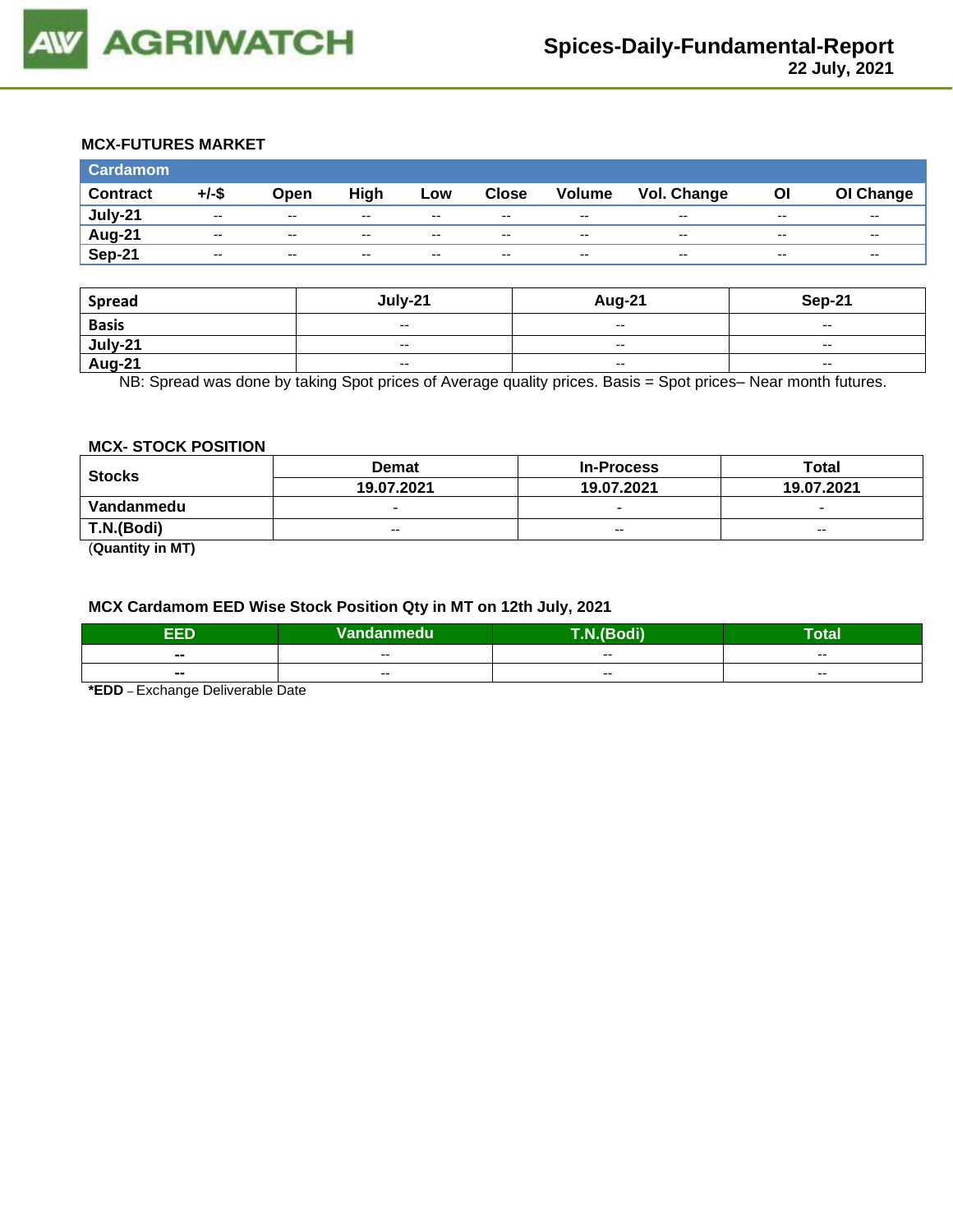### MCX-FUTURES MARKET

| Cardamom | | | | | | | | | |
|---|---|---|---|---|---|---|---|---|---|
| **Contract** | **+/-$** | **Open** | **High** | **Low** | **Close** | **Volume** | **Vol. Change** | **OI** | **OI Change** |
| **July-21** | -- | -- | -- | -- | -- | -- | -- | -- | -- |
| **Aug-21** | -- | -- | -- | -- | -- | -- | -- | -- | -- |
| **Sep-21** | -- | -- | -- | -- | -- | -- | -- | -- | -- |

| Spread | July-21 | Aug-21 | Sep-21 |
|---|---|---|---|
| **Basis** | -- | -- | -- |
| **July-21** | -- | -- | -- |
| **Aug-21** | -- | -- | -- |

NB: Spread was done by taking Spot prices of Average quality prices. Basis = Spot prices– Near month futures.

### MCX- STOCK POSITION

| Stocks | Demat | In-Process | Total |
|---|---|---|---|
| | **19.07.2021** | **19.07.2021** | **19.07.2021** |
| **Vandanmedu** | - | - | - |
| **T.N.(Bodi)** | -- | -- | -- |

(**Quantity in MT**)

### MCX Cardamom EED Wise Stock Position Qty in MT on 12th July, 2021

| EED | Vandanmedu | T.N.(Bodi) | Total |
|---|---|---|---|
| **--** | -- | -- | -- |
| **--** | -- | -- | -- |

**\*EDD** – Exchange Deliverable Date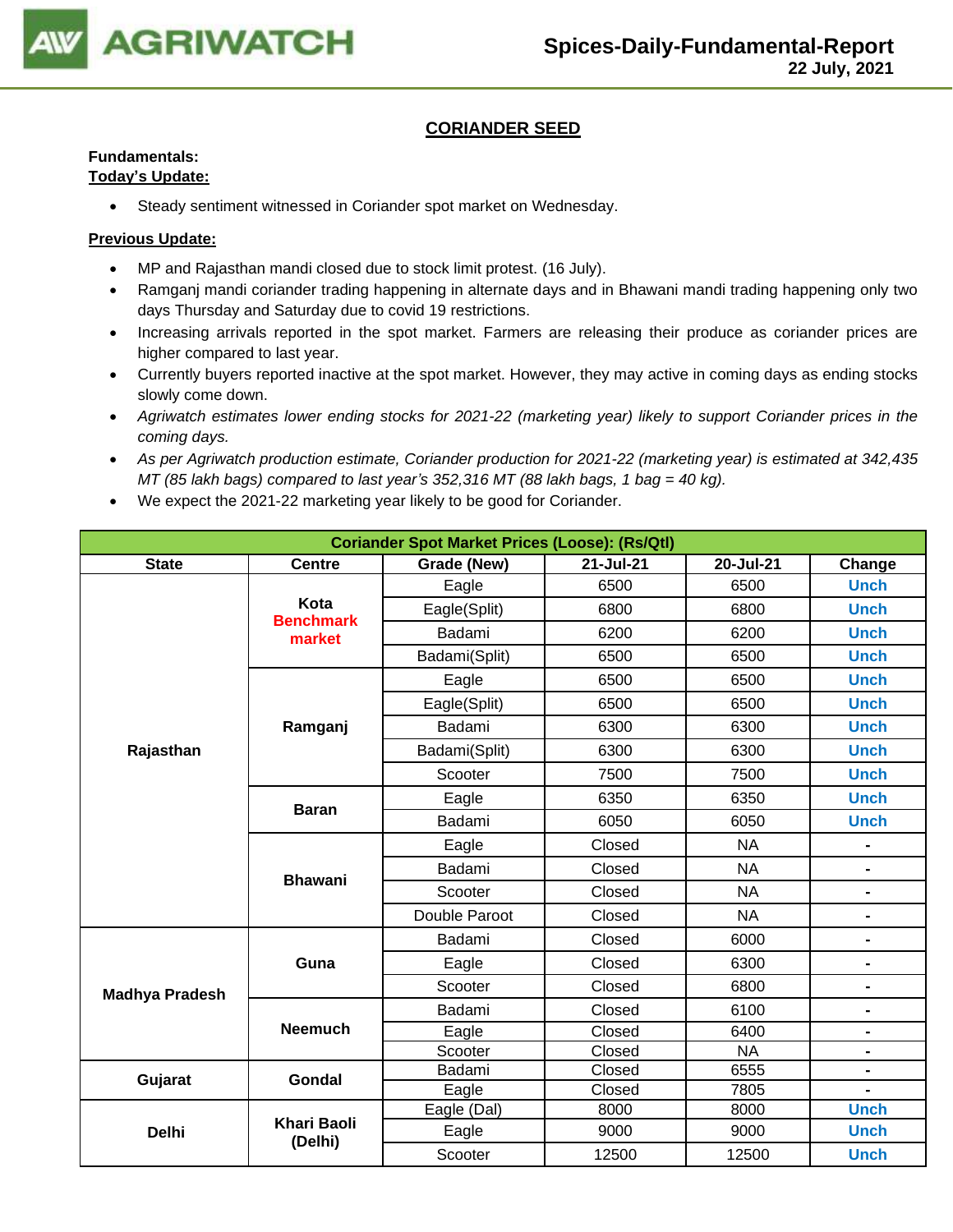## CORIANDER SEED

**Fundamentals:**

**Today's Update:**

- Steady sentiment witnessed in Coriander spot market on Wednesday.

**Previous Update:**

- MP and Rajasthan mandi closed due to stock limit protest. (16 July).
- Ramganj mandi coriander trading happening in alternate days and in Bhawani mandi trading happening only two days Thursday and Saturday due to covid 19 restrictions.
- Increasing arrivals reported in the spot market. Farmers are releasing their produce as coriander prices are higher compared to last year.
- Currently buyers reported inactive at the spot market. However, they may active in coming days as ending stocks slowly come down.
- *Agriwatch estimates lower ending stocks for 2021-22 (marketing year) likely to support Coriander prices in the coming days.*
- *As per Agriwatch production estimate, Coriander production for 2021-22 (marketing year) is estimated at 342,435 MT (85 lakh bags) compared to last year's 352,316 MT (88 lakh bags, 1 bag = 40 kg).*
- We expect the 2021-22 marketing year likely to be good for Coriander.

| Coriander Spot Market Prices (Loose): (Rs/Qtl) | | | | | |
|---|---|---|---|---|---|
| **State** | **Centre** | **Grade (New)** | **21-Jul-21** | **20-Jul-21** | **Change** |
| Rajasthan | Kota Benchmark market | Eagle | 6500 | 6500 | Unch |
| | | Eagle(Split) | 6800 | 6800 | Unch |
| | | Badami | 6200 | 6200 | Unch |
| | | Badami(Split) | 6500 | 6500 | Unch |
| | Ramganj | Eagle | 6500 | 6500 | Unch |
| | | Eagle(Split) | 6500 | 6500 | Unch |
| | | Badami | 6300 | 6300 | Unch |
| | | Badami(Split) | 6300 | 6300 | Unch |
| | | Scooter | 7500 | 7500 | Unch |
| | Baran | Eagle | 6350 | 6350 | Unch |
| | | Badami | 6050 | 6050 | Unch |
| | Bhawani | Eagle | Closed | NA | - |
| | | Badami | Closed | NA | - |
| | | Scooter | Closed | NA | - |
| | | Double Paroot | Closed | NA | - |
| Madhya Pradesh | Guna | Badami | Closed | 6000 | - |
| | | Eagle | Closed | 6300 | - |
| | | Scooter | Closed | 6800 | - |
| | Neemuch | Badami | Closed | 6100 | - |
| | | Eagle | Closed | 6400 | - |
| | | Scooter | Closed | NA | - |
| Gujarat | Gondal | Badami | Closed | 6555 | - |
| | | Eagle | Closed | 7805 | - |
| Delhi | Khari Baoli (Delhi) | Eagle (Dal) | 8000 | 8000 | Unch |
| | | Eagle | 9000 | 9000 | Unch |
| | | Scooter | 12500 | 12500 | Unch |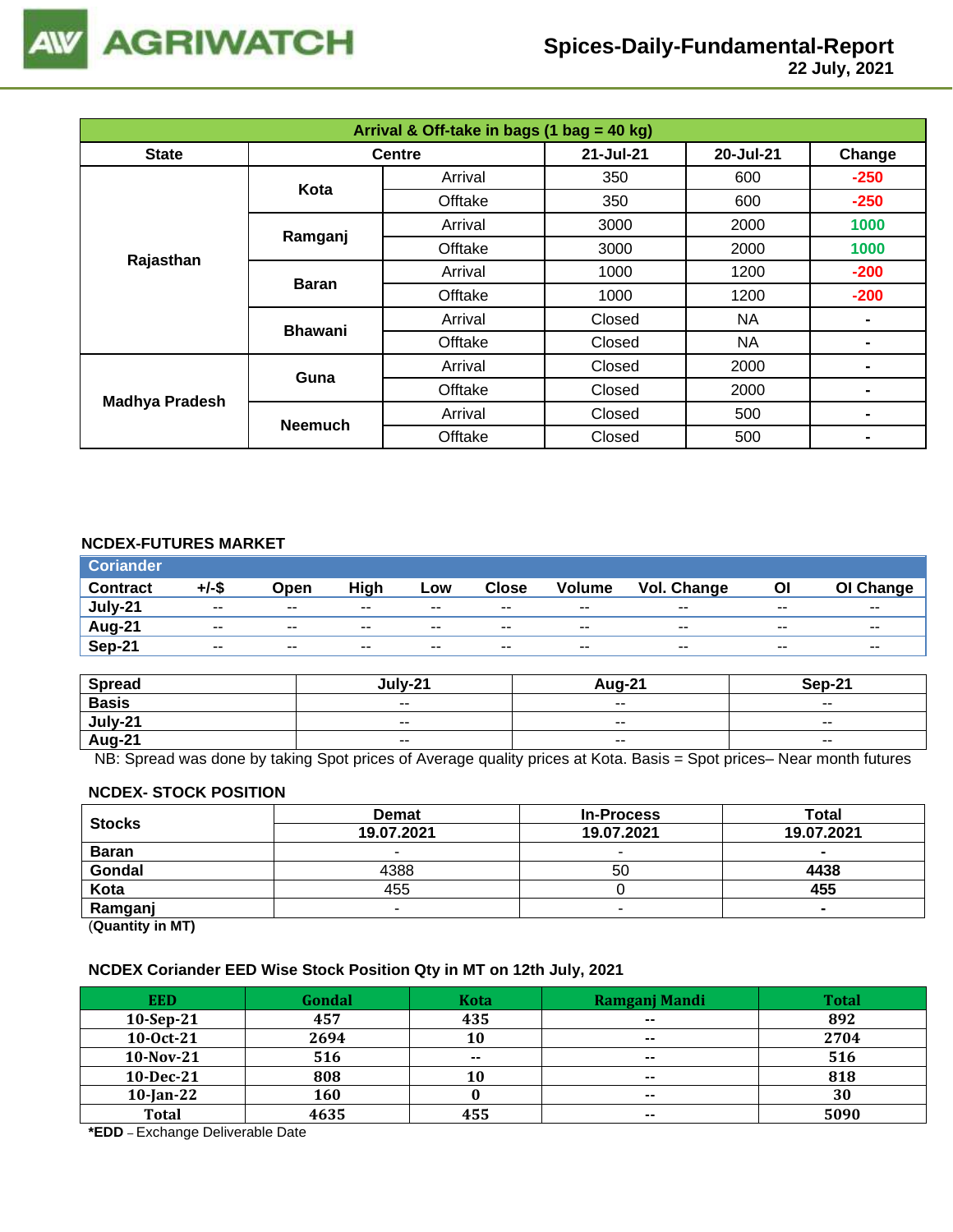# Spices-Daily-Fundamental-Report

22 July, 2021

| Arrival & Off-take in bags (1 bag = 40 kg) | | | | | |
|---|---|---|---|---|---|
| State | Centre | | 21-Jul-21 | 20-Jul-21 | Change |
| Rajasthan | Kota | Arrival | 350 | 600 | -250 |
| | | Offtake | 350 | 600 | -250 |
| | Ramganj | Arrival | 3000 | 2000 | 1000 |
| | | Offtake | 3000 | 2000 | 1000 |
| | Baran | Arrival | 1000 | 1200 | -200 |
| | | Offtake | 1000 | 1200 | -200 |
| | Bhawani | Arrival | Closed | NA | - |
| | | Offtake | Closed | NA | - |
| Madhya Pradesh | Guna | Arrival | Closed | 2000 | - |
| | | Offtake | Closed | 2000 | - |
| | Neemuch | Arrival | Closed | 500 | - |
| | | Offtake | Closed | 500 | - |

## NCDEX-FUTURES MARKET

| Coriander | | | | | | | | | |
|---|---|---|---|---|---|---|---|---|---|
| Contract | +/-$ | Open | High | Low | Close | Volume | Vol. Change | OI | OI Change |
| July-21 | -- | -- | -- | -- | -- | -- | -- | -- | -- |
| Aug-21 | -- | -- | -- | -- | -- | -- | -- | -- | -- |
| Sep-21 | -- | -- | -- | -- | -- | -- | -- | -- | -- |

| Spread | July-21 | Aug-21 | Sep-21 |
|---|---|---|---|
| Basis | -- | -- | -- |
| July-21 | -- | -- | -- |
| Aug-21 | -- | -- | -- |

NB: Spread was done by taking Spot prices of Average quality prices at Kota. Basis = Spot prices– Near month futures

## NCDEX- STOCK POSITION

| Stocks | Demat | In-Process | Total |
|---|---|---|---|
| | 19.07.2021 | 19.07.2021 | 19.07.2021 |
| Baran | - | - | - |
| Gondal | 4388 | 50 | **4438** |
| Kota | 455 | 0 | **455** |
| Ramganj | - | - | - |

(**Quantity in MT)**

## NCDEX Coriander EED Wise Stock Position Qty in MT on 12th July, 2021

| EED | Gondal | Kota | Ramganj Mandi | Total |
|---|---|---|---|---|
| 10-Sep-21 | 457 | 435 | -- | 892 |
| 10-Oct-21 | 2694 | 10 | -- | 2704 |
| 10-Nov-21 | 516 | -- | -- | 516 |
| 10-Dec-21 | 808 | 10 | -- | 818 |
| 10-Jan-22 | 160 | 0 | -- | 30 |
| Total | 4635 | 455 | -- | 5090 |

***EDD** – Exchange Deliverable Date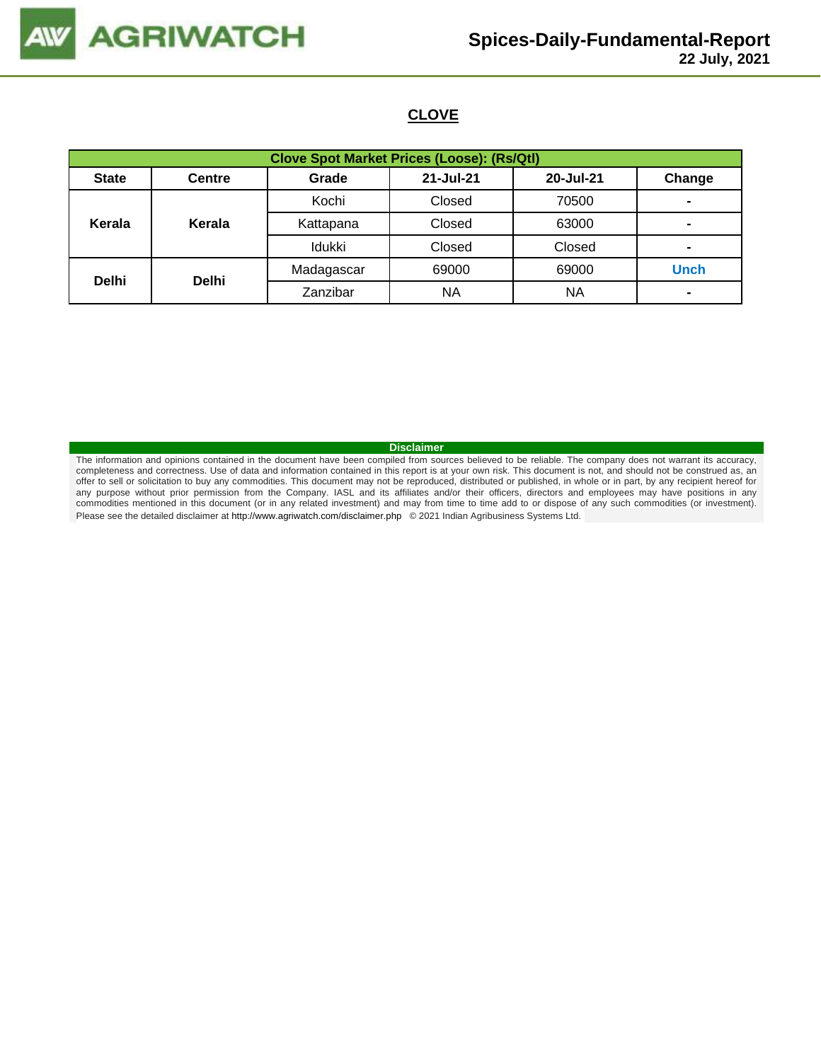## CLOVE

| Clove Spot Market Prices (Loose): (Rs/Qtl) | | | | | |
|---|---|---|---|---|---|
| **State** | **Centre** | **Grade** | **21-Jul-21** | **20-Jul-21** | **Change** |
| **Kerala** | **Kerala** | Kochi | Closed | 70500 | - |
| | | Kattapana | Closed | 63000 | - |
| | | Idukki | Closed | Closed | - |
| **Delhi** | **Delhi** | Madagascar | 69000 | 69000 | **Unch** |
| | | Zanzibar | NA | NA | - |

**Disclaimer**

The information and opinions contained in the document have been compiled from sources believed to be reliable. The company does not warrant its accuracy, completeness and correctness. Use of data and information contained in this report is at your own risk. This document is not, and should not be construed as, an offer to sell or solicitation to buy any commodities. This document may not be reproduced, distributed or published, in whole or in part, by any recipient hereof for any purpose without prior permission from the Company. IASL and its affiliates and/or their officers, directors and employees may have positions in any commodities mentioned in this document (or in any related investment) and may from time to time add to or dispose of any such commodities (or investment). Please see the detailed disclaimer at http://www.agriwatch.com/disclaimer.php © 2021 Indian Agribusiness Systems Ltd.